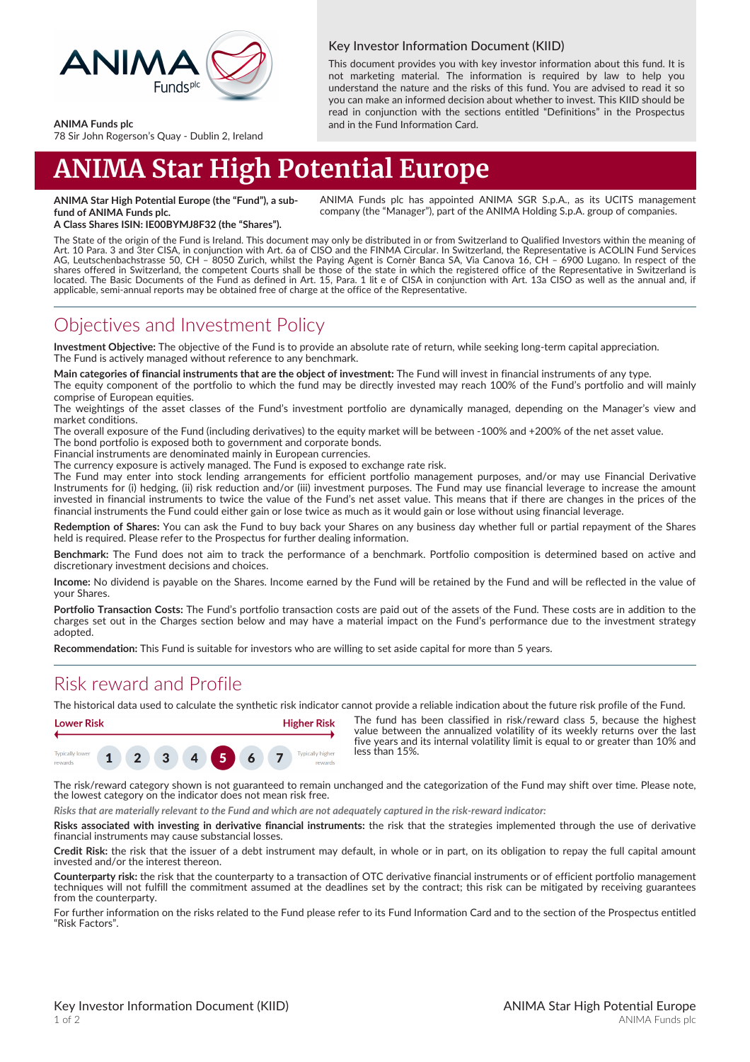ANIMA Funds plc
78 Sir John Rogerson's Quay - Dublin 2, Ireland

## Key Investor Information Document (KIID)

This document provides you with key investor information about this fund. It is not marketing material. The information is required by law to help you understand the nature and the risks of this fund. You are advised to read it so you can make an informed decision about whether to invest. This KIID should be read in conjunction with the sections entitled "Definitions" in the Prospectus and in the Fund Information Card.

# ANIMA Star High Potential Europe

**ANIMA Star High Potential Europe (the "Fund"), a sub-fund of ANIMA Funds plc.**
**A Class Shares ISIN: IE00BYMJ8F32 (the "Shares").**

ANIMA Funds plc has appointed ANIMA SGR S.p.A., as its UCITS management company (the "Manager"), part of the ANIMA Holding S.p.A. group of companies.

The State of the origin of the Fund is Ireland. This document may only be distributed in or from Switzerland to Qualified Investors within the meaning of Art. 10 Para. 3 and 3ter CISA, in conjunction with Art. 6a of CISO and the FINMA Circular. In Switzerland, the Representative is ACOLIN Fund Services AG, Leutschenbachstrasse 50, CH – 8050 Zurich, whilst the Paying Agent is Cornèr Banca SA, Via Canova 16, CH – 6900 Lugano. In respect of the shares offered in Switzerland, the competent Courts shall be those of the state in which the registered office of the Representative in Switzerland is located. The Basic Documents of the Fund as defined in Art. 15, Para. 1 lit e of CISA in conjunction with Art. 13a CISO as well as the annual and, if applicable, semi-annual reports may be obtained free of charge at the office of the Representative.

## Objectives and Investment Policy

**Investment Objective:** The objective of the Fund is to provide an absolute rate of return, while seeking long-term capital appreciation.
The Fund is actively managed without reference to any benchmark.

**Main categories of financial instruments that are the object of investment:** The Fund will invest in financial instruments of any type.
The equity component of the portfolio to which the fund may be directly invested may reach 100% of the Fund's portfolio and will mainly comprise of European equities.
The weightings of the asset classes of the Fund's investment portfolio are dynamically managed, depending on the Manager's view and market conditions.
The overall exposure of the Fund (including derivatives) to the equity market will be between -100% and +200% of the net asset value.
The bond portfolio is exposed both to government and corporate bonds.
Financial instruments are denominated mainly in European currencies.
The currency exposure is actively managed. The Fund is exposed to exchange rate risk.
The Fund may enter into stock lending arrangements for efficient portfolio management purposes, and/or may use Financial Derivative Instruments for (i) hedging, (ii) risk reduction and/or (iii) investment purposes. The Fund may use financial leverage to increase the amount invested in financial instruments to twice the value of the Fund's net asset value. This means that if there are changes in the prices of the financial instruments the Fund could either gain or lose twice as much as it would gain or lose without using financial leverage.

**Redemption of Shares:** You can ask the Fund to buy back your Shares on any business day whether full or partial repayment of the Shares held is required. Please refer to the Prospectus for further dealing information.

**Benchmark:** The Fund does not aim to track the performance of a benchmark. Portfolio composition is determined based on active and discretionary investment decisions and choices.

**Income:** No dividend is payable on the Shares. Income earned by the Fund will be retained by the Fund and will be reflected in the value of your Shares.

**Portfolio Transaction Costs:** The Fund's portfolio transaction costs are paid out of the assets of the Fund. These costs are in addition to the charges set out in the Charges section below and may have a material impact on the Fund's performance due to the investment strategy adopted.

**Recommendation:** This Fund is suitable for investors who are willing to set aside capital for more than 5 years.

## Risk reward and Profile

The historical data used to calculate the synthetic risk indicator cannot provide a reliable indication about the future risk profile of the Fund.

| Lower Risk | | | | | | Higher Risk |
|---|---|---|---|---|---|---|
| Typically lower rewards | | | | | | Typically higher rewards |
| 1 | 2 | 3 | 4 | **5** | 6 | 7 |

The fund has been classified in risk/reward class 5, because the highest value between the annualized volatility of its weekly returns over the last five years and its internal volatility limit is equal to or greater than 10% and less than 15%.

The risk/reward category shown is not guaranteed to remain unchanged and the categorization of the Fund may shift over time. Please note, the lowest category on the indicator does not mean risk free.

*Risks that are materially relevant to the Fund and which are not adequately captured in the risk-reward indicator:*

**Risks associated with investing in derivative financial instruments:** the risk that the strategies implemented through the use of derivative financial instruments may cause substancial losses.

**Credit Risk:** the risk that the issuer of a debt instrument may default, in whole or in part, on its obligation to repay the full capital amount invested and/or the interest thereon.

**Counterparty risk:** the risk that the counterparty to a transaction of OTC derivative financial instruments or of efficient portfolio management techniques will not fulfill the commitment assumed at the deadlines set by the contract; this risk can be mitigated by receiving guarantees from the counterparty.

For further information on the risks related to the Fund please refer to its Fund Information Card and to the section of the Prospectus entitled "Risk Factors".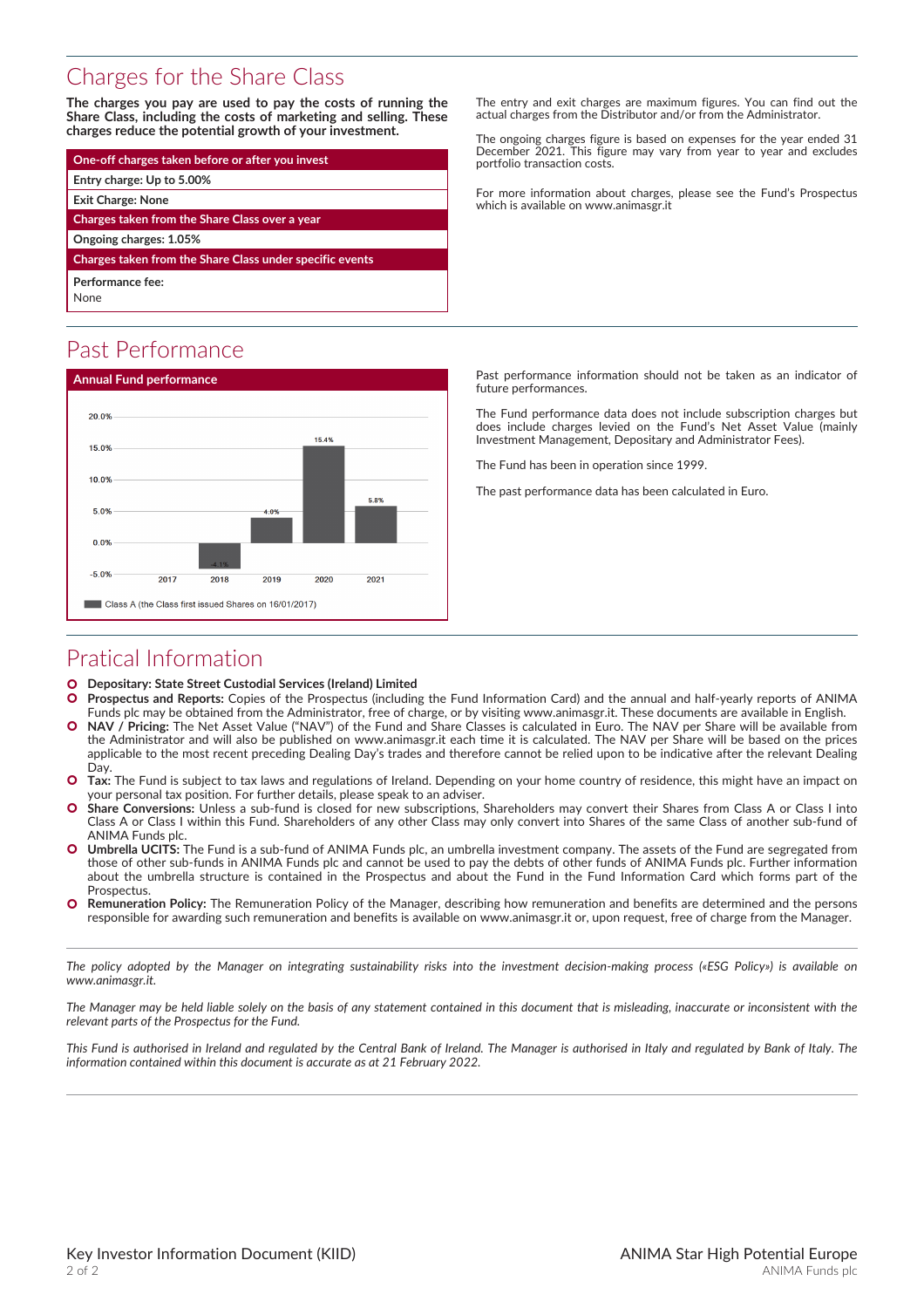## Charges for the Share Class

**The charges you pay are used to pay the costs of running the Share Class, including the costs of marketing and selling. These charges reduce the potential growth of your investment.**

| |
|---|
| **One-off charges taken before or after you invest** |
| **Entry charge: Up to 5.00%** |
| **Exit Charge: None** |
| **Charges taken from the Share Class over a year** |
| **Ongoing charges: 1.05%** |
| **Charges taken from the Share Class under specific events** |
| **Performance fee:** None |

The entry and exit charges are maximum figures. You can find out the actual charges from the Distributor and/or from the Administrator.

The ongoing charges figure is based on expenses for the year ended 31 December 2021. This figure may vary from year to year and excludes portfolio transaction costs.

For more information about charges, please see the Fund's Prospectus which is available on www.animasgr.it

## Past Performance

**Annual Fund performance**

20.0%
15.0%
10.0%
5.0%
0.0%
-5.0%
2017
2018
2019
2020
2021
-4.1%
4.0%
15.4%
5.8%

Class A (the Class first issued Shares on 16/01/2017)

Past performance information should not be taken as an indicator of future performances.

The Fund performance data does not include subscription charges but does include charges levied on the Fund's Net Asset Value (mainly Investment Management, Depositary and Administrator Fees).

The Fund has been in operation since 1999.

The past performance data has been calculated in Euro.

## Pratical Information

- **Depositary: State Street Custodial Services (Ireland) Limited**
- **Prospectus and Reports:** Copies of the Prospectus (including the Fund Information Card) and the annual and half-yearly reports of ANIMA Funds plc may be obtained from the Administrator, free of charge, or by visiting www.animasgr.it. These documents are available in English.
- **NAV / Pricing:** The Net Asset Value ("NAV") of the Fund and Share Classes is calculated in Euro. The NAV per Share will be available from the Administrator and will also be published on www.animasgr.it each time it is calculated. The NAV per Share will be based on the prices applicable to the most recent preceding Dealing Day's trades and therefore cannot be relied upon to be indicative after the relevant Dealing Day.
- **Tax:** The Fund is subject to tax laws and regulations of Ireland. Depending on your home country of residence, this might have an impact on your personal tax position. For further details, please speak to an adviser.
- **Share Conversions:** Unless a sub-fund is closed for new subscriptions, Shareholders may convert their Shares from Class A or Class I into Class A or Class I within this Fund. Shareholders of any other Class may only convert into Shares of the same Class of another sub-fund of ANIMA Funds plc.
- **Umbrella UCITS:** The Fund is a sub-fund of ANIMA Funds plc, an umbrella investment company. The assets of the Fund are segregated from those of other sub-funds in ANIMA Funds plc and cannot be used to pay the debts of other funds of ANIMA Funds plc. Further information about the umbrella structure is contained in the Prospectus and about the Fund in the Fund Information Card which forms part of the Prospectus.
- **Remuneration Policy:** The Remuneration Policy of the Manager, describing how remuneration and benefits are determined and the persons responsible for awarding such remuneration and benefits is available on www.animasgr.it or, upon request, free of charge from the Manager.

*The policy adopted by the Manager on integrating sustainability risks into the investment decision-making process («ESG Policy») is available on www.animasgr.it.*

*The Manager may be held liable solely on the basis of any statement contained in this document that is misleading, inaccurate or inconsistent with the relevant parts of the Prospectus for the Fund.*

*This Fund is authorised in Ireland and regulated by the Central Bank of Ireland. The Manager is authorised in Italy and regulated by Bank of Italy. The information contained within this document is accurate as at 21 February 2022.*